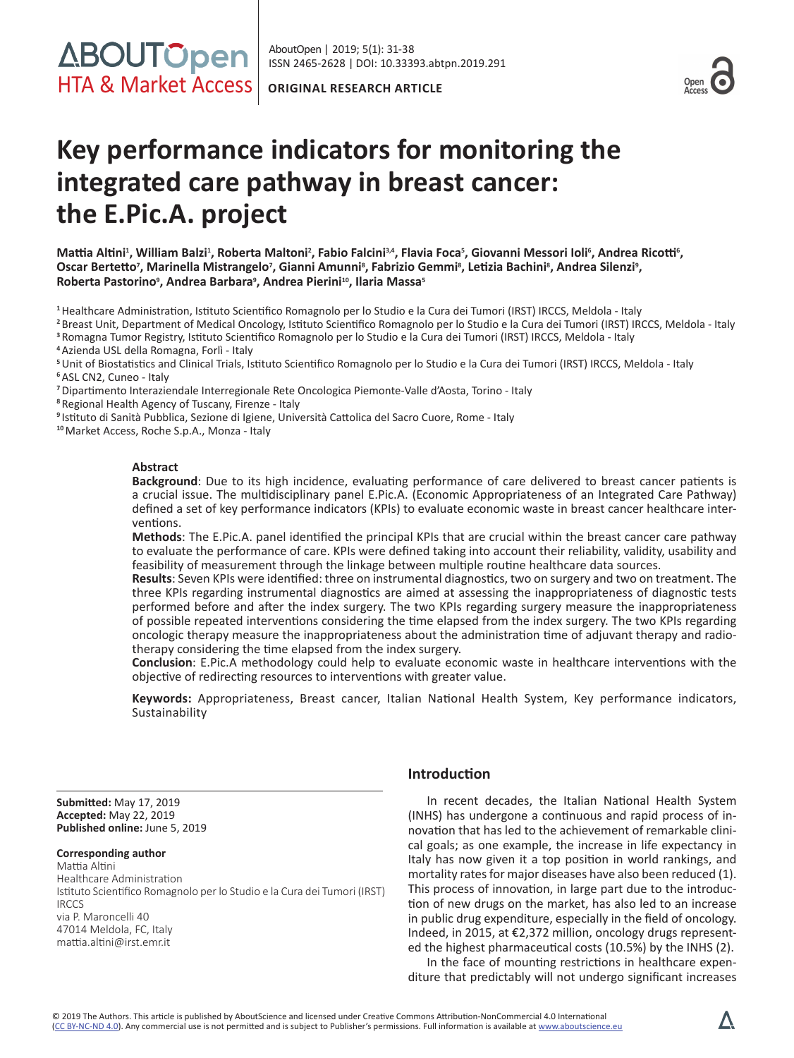ORIGINAL RESEARCH ARTICLE

# Key performance indicators for monitoring the integrated care pathway in breast cancer: the E.Pic.A. project

**Mattia Altini[1], William Balzi[1], Roberta Maltoni[2], Fabio Falcini[3,4], Flavia Foca[5], Giovanni Messori Ioli[6], Andrea Ricotti[6], Oscar Bertetto[7], Marinella Mistrangelo[7], Gianni Amunni[8], Fabrizio Gemmi[8], Letizia Bachini[8], Andrea Silenzi[9], Roberta Pastorino[9], Andrea Barbara[9], Andrea Pierini[10], Ilaria Massa[5]**

[1] Healthcare Administration, Istituto Scientifico Romagnolo per lo Studio e la Cura dei Tumori (IRST) IRCCS, Meldola - Italy
[2] Breast Unit, Department of Medical Oncology, Istituto Scientifico Romagnolo per lo Studio e la Cura dei Tumori (IRST) IRCCS, Meldola - Italy
[3] Romagna Tumor Registry, Istituto Scientifico Romagnolo per lo Studio e la Cura dei Tumori (IRST) IRCCS, Meldola - Italy
[4] Azienda USL della Romagna, Forlì - Italy
[5] Unit of Biostatistics and Clinical Trials, Istituto Scientifico Romagnolo per lo Studio e la Cura dei Tumori (IRST) IRCCS, Meldola - Italy
[6] ASL CN2, Cuneo - Italy
[7] Dipartimento Interaziendale Interregionale Rete Oncologica Piemonte-Valle d'Aosta, Torino - Italy
[8] Regional Health Agency of Tuscany, Firenze - Italy
[9] Istituto di Sanità Pubblica, Sezione di Igiene, Università Cattolica del Sacro Cuore, Rome - Italy
[10] Market Access, Roche S.p.A., Monza - Italy

## Abstract

**Background**: Due to its high incidence, evaluating performance of care delivered to breast cancer patients is a crucial issue. The multidisciplinary panel E.Pic.A. (Economic Appropriateness of an Integrated Care Pathway) defined a set of key performance indicators (KPIs) to evaluate economic waste in breast cancer healthcare interventions.

**Methods**: The E.Pic.A. panel identified the principal KPIs that are crucial within the breast cancer care pathway to evaluate the performance of care. KPIs were defined taking into account their reliability, validity, usability and feasibility of measurement through the linkage between multiple routine healthcare data sources.

**Results**: Seven KPIs were identified: three on instrumental diagnostics, two on surgery and two on treatment. The three KPIs regarding instrumental diagnostics are aimed at assessing the inappropriateness of diagnostic tests performed before and after the index surgery. The two KPIs regarding surgery measure the inappropriateness of possible repeated interventions considering the time elapsed from the index surgery. The two KPIs regarding oncologic therapy measure the inappropriateness about the administration time of adjuvant therapy and radiotherapy considering the time elapsed from the index surgery.

**Conclusion**: E.Pic.A methodology could help to evaluate economic waste in healthcare interventions with the objective of redirecting resources to interventions with greater value.

**Keywords:** Appropriateness, Breast cancer, Italian National Health System, Key performance indicators, Sustainability

**Submitted:** May 17, 2019
**Accepted:** May 22, 2019
**Published online:** June 5, 2019

**Corresponding author**
Mattia Altini
Healthcare Administration
Istituto Scientifico Romagnolo per lo Studio e la Cura dei Tumori (IRST) IRCCS
via P. Maroncelli 40
47014 Meldola, FC, Italy
mattia.altini@irst.emr.it

## Introduction

In recent decades, the Italian National Health System (INHS) has undergone a continuous and rapid process of innovation that has led to the achievement of remarkable clinical goals; as one example, the increase in life expectancy in Italy has now given it a top position in world rankings, and mortality rates for major diseases have also been reduced (1). This process of innovation, in large part due to the introduction of new drugs on the market, has also led to an increase in public drug expenditure, especially in the field of oncology. Indeed, in 2015, at €2,372 million, oncology drugs represented the highest pharmaceutical costs (10.5%) by the INHS (2).

In the face of mounting restrictions in healthcare expenditure that predictably will not undergo significant increases

© 2019 The Authors. This article is published by AboutScience and licensed under Creative Commons Attribution-NonCommercial 4.0 International (CC BY-NC-ND 4.0). Any commercial use is not permitted and is subject to Publisher's permissions. Full information is available at www.aboutscience.eu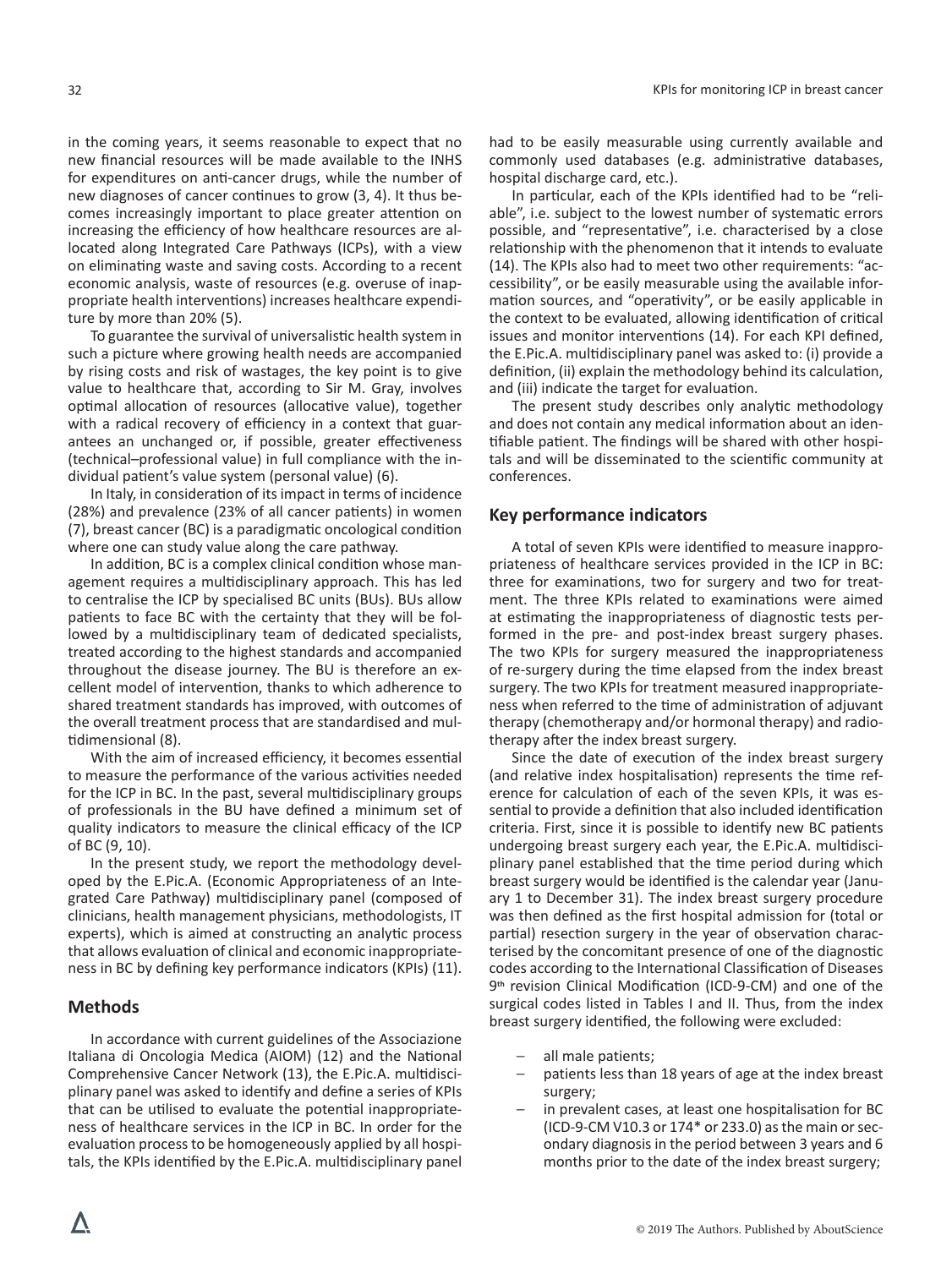in the coming years, it seems reasonable to expect that no new financial resources will be made available to the INHS for expenditures on anti-cancer drugs, while the number of new diagnoses of cancer continues to grow (3, 4). It thus becomes increasingly important to place greater attention on increasing the efficiency of how healthcare resources are allocated along Integrated Care Pathways (ICPs), with a view on eliminating waste and saving costs. According to a recent economic analysis, waste of resources (e.g. overuse of inappropriate health interventions) increases healthcare expenditure by more than 20% (5).

To guarantee the survival of universalistic health system in such a picture where growing health needs are accompanied by rising costs and risk of wastages, the key point is to give value to healthcare that, according to Sir M. Gray, involves optimal allocation of resources (allocative value), together with a radical recovery of efficiency in a context that guarantees an unchanged or, if possible, greater effectiveness (technical–professional value) in full compliance with the individual patient's value system (personal value) (6).

In Italy, in consideration of its impact in terms of incidence (28%) and prevalence (23% of all cancer patients) in women (7), breast cancer (BC) is a paradigmatic oncological condition where one can study value along the care pathway.

In addition, BC is a complex clinical condition whose management requires a multidisciplinary approach. This has led to centralise the ICP by specialised BC units (BUs). BUs allow patients to face BC with the certainty that they will be followed by a multidisciplinary team of dedicated specialists, treated according to the highest standards and accompanied throughout the disease journey. The BU is therefore an excellent model of intervention, thanks to which adherence to shared treatment standards has improved, with outcomes of the overall treatment process that are standardised and multidimensional (8).

With the aim of increased efficiency, it becomes essential to measure the performance of the various activities needed for the ICP in BC. In the past, several multidisciplinary groups of professionals in the BU have defined a minimum set of quality indicators to measure the clinical efficacy of the ICP of BC (9, 10).

In the present study, we report the methodology developed by the E.Pic.A. (Economic Appropriateness of an Integrated Care Pathway) multidisciplinary panel (composed of clinicians, health management physicians, methodologists, IT experts), which is aimed at constructing an analytic process that allows evaluation of clinical and economic inappropriateness in BC by defining key performance indicators (KPIs) (11).

## Methods

In accordance with current guidelines of the Associazione Italiana di Oncologia Medica (AIOM) (12) and the National Comprehensive Cancer Network (13), the E.Pic.A. multidisciplinary panel was asked to identify and define a series of KPIs that can be utilised to evaluate the potential inappropriateness of healthcare services in the ICP in BC. In order for the evaluation process to be homogeneously applied by all hospitals, the KPIs identified by the E.Pic.A. multidisciplinary panel had to be easily measurable using currently available and commonly used databases (e.g. administrative databases, hospital discharge card, etc.).

In particular, each of the KPIs identified had to be "reliable", i.e. subject to the lowest number of systematic errors possible, and "representative", i.e. characterised by a close relationship with the phenomenon that it intends to evaluate (14). The KPIs also had to meet two other requirements: "accessibility", or be easily measurable using the available information sources, and "operativity", or be easily applicable in the context to be evaluated, allowing identification of critical issues and monitor interventions (14). For each KPI defined, the E.Pic.A. multidisciplinary panel was asked to: (i) provide a definition, (ii) explain the methodology behind its calculation, and (iii) indicate the target for evaluation.

The present study describes only analytic methodology and does not contain any medical information about an identifiable patient. The findings will be shared with other hospitals and will be disseminated to the scientific community at conferences.

## Key performance indicators

A total of seven KPIs were identified to measure inappropriateness of healthcare services provided in the ICP in BC: three for examinations, two for surgery and two for treatment. The three KPIs related to examinations were aimed at estimating the inappropriateness of diagnostic tests performed in the pre- and post-index breast surgery phases. The two KPIs for surgery measured the inappropriateness of re-surgery during the time elapsed from the index breast surgery. The two KPIs for treatment measured inappropriateness when referred to the time of administration of adjuvant therapy (chemotherapy and/or hormonal therapy) and radiotherapy after the index breast surgery.

Since the date of execution of the index breast surgery (and relative index hospitalisation) represents the time reference for calculation of each of the seven KPIs, it was essential to provide a definition that also included identification criteria. First, since it is possible to identify new BC patients undergoing breast surgery each year, the E.Pic.A. multidisciplinary panel established that the time period during which breast surgery would be identified is the calendar year (January 1 to December 31). The index breast surgery procedure was then defined as the first hospital admission for (total or partial) resection surgery in the year of observation characterised by the concomitant presence of one of the diagnostic codes according to the International Classification of Diseases 9th revision Clinical Modification (ICD-9-CM) and one of the surgical codes listed in Tables I and II. Thus, from the index breast surgery identified, the following were excluded:

- all male patients;
- patients less than 18 years of age at the index breast surgery;
- in prevalent cases, at least one hospitalisation for BC (ICD-9-CM V10.3 or 174* or 233.0) as the main or secondary diagnosis in the period between 3 years and 6 months prior to the date of the index breast surgery;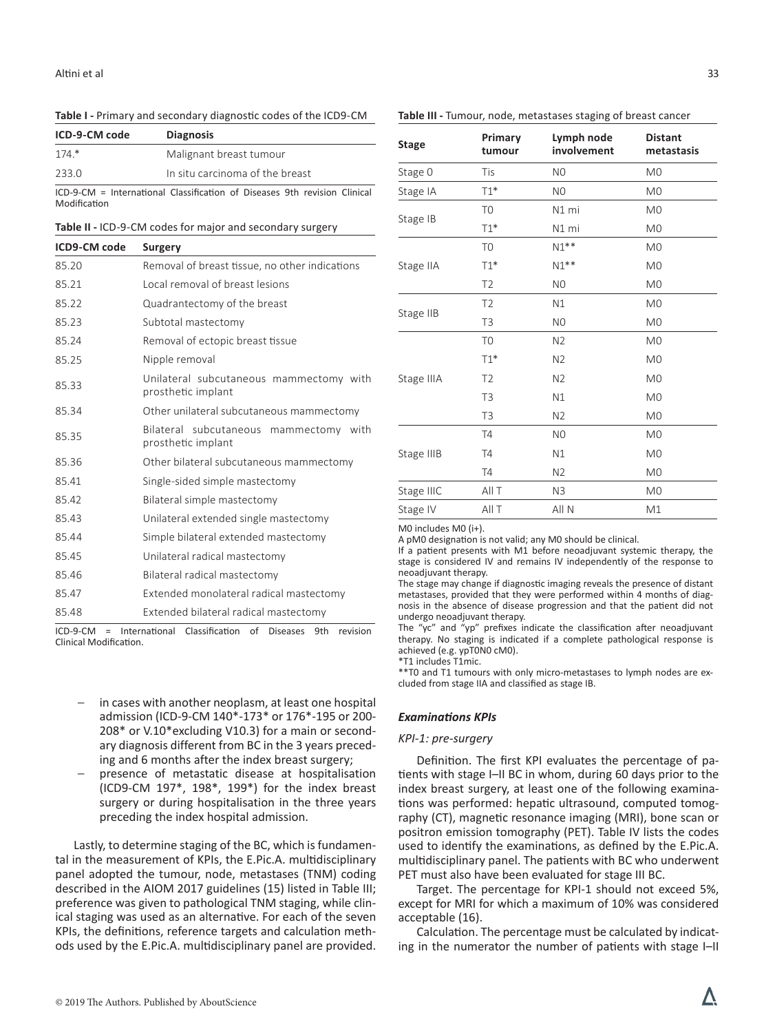**Table I -** Primary and secondary diagnostic codes of the ICD9-CM

| ICD-9-CM code | Diagnosis |
|---|---|
| 174.* | Malignant breast tumour |
| 233.0 | In situ carcinoma of the breast |

ICD-9-CM = International Classification of Diseases 9th revision Clinical Modification

**Table II -** ICD-9-CM codes for major and secondary surgery

| ICD9-CM code | Surgery |
|---|---|
| 85.20 | Removal of breast tissue, no other indications |
| 85.21 | Local removal of breast lesions |
| 85.22 | Quadrantectomy of the breast |
| 85.23 | Subtotal mastectomy |
| 85.24 | Removal of ectopic breast tissue |
| 85.25 | Nipple removal |
| 85.33 | Unilateral subcutaneous mammectomy with prosthetic implant |
| 85.34 | Other unilateral subcutaneous mammectomy |
| 85.35 | Bilateral subcutaneous mammectomy with prosthetic implant |
| 85.36 | Other bilateral subcutaneous mammectomy |
| 85.41 | Single-sided simple mastectomy |
| 85.42 | Bilateral simple mastectomy |
| 85.43 | Unilateral extended single mastectomy |
| 85.44 | Simple bilateral extended mastectomy |
| 85.45 | Unilateral radical mastectomy |
| 85.46 | Bilateral radical mastectomy |
| 85.47 | Extended monolateral radical mastectomy |
| 85.48 | Extended bilateral radical mastectomy |

ICD-9-CM = International Classification of Diseases 9th revision Clinical Modification.

– in cases with another neoplasm, at least one hospital admission (ICD-9-CM 140*-173* or 176*-195 or 200-208* or V.10*excluding V10.3) for a main or secondary diagnosis different from BC in the 3 years preceding and 6 months after the index breast surgery;
– presence of metastatic disease at hospitalisation (ICD9-CM 197*, 198*, 199*) for the index breast surgery or during hospitalisation in the three years preceding the index hospital admission.

Lastly, to determine staging of the BC, which is fundamental in the measurement of KPIs, the E.Pic.A. multidisciplinary panel adopted the tumour, node, metastases (TNM) coding described in the AIOM 2017 guidelines (15) listed in Table III; preference was given to pathological TNM staging, while clinical staging was used as an alternative. For each of the seven KPIs, the definitions, reference targets and calculation methods used by the E.Pic.A. multidisciplinary panel are provided.

**Table III -** Tumour, node, metastases staging of breast cancer

| Stage | Primary tumour | Lymph node involvement | Distant metastasis |
|---|---|---|---|
| Stage 0 | Tis | N0 | M0 |
| Stage IA | T1* | N0 | M0 |
| Stage IB | T0 | N1 mi | M0 |
| | T1* | N1 mi | M0 |
| Stage IIA | T0 | N1** | M0 |
| | T1* | N1** | M0 |
| | T2 | N0 | M0 |
| Stage IIB | T2 | N1 | M0 |
| | T3 | N0 | M0 |
| Stage IIIA | T0 | N2 | M0 |
| | T1* | N2 | M0 |
| | T2 | N2 | M0 |
| | T3 | N1 | M0 |
| | T3 | N2 | M0 |
| Stage IIIB | T4 | N0 | M0 |
| | T4 | N1 | M0 |
| | T4 | N2 | M0 |
| Stage IIIC | All T | N3 | M0 |
| Stage IV | All T | All N | M1 |

M0 includes M0 (i+).
A pM0 designation is not valid; any M0 should be clinical.
If a patient presents with M1 before neoadjuvant systemic therapy, the stage is considered IV and remains IV independently of the response to neoadjuvant therapy.
The stage may change if diagnostic imaging reveals the presence of distant metastases, provided that they were performed within 4 months of diagnosis in the absence of disease progression and that the patient did not undergo neoadjuvant therapy.
The "yc" and "yp" prefixes indicate the classification after neoadjuvant therapy. No staging is indicated if a complete pathological response is achieved (e.g. ypT0N0 cM0).
*T1 includes T1mic.
**T0 and T1 tumours with only micro-metastases to lymph nodes are excluded from stage IIA and classified as stage IB.

### *Examinations KPIs*

#### *KPI-1: pre-surgery*

Definition. The first KPI evaluates the percentage of patients with stage I–II BC in whom, during 60 days prior to the index breast surgery, at least one of the following examinations was performed: hepatic ultrasound, computed tomography (CT), magnetic resonance imaging (MRI), bone scan or positron emission tomography (PET). Table IV lists the codes used to identify the examinations, as defined by the E.Pic.A. multidisciplinary panel. The patients with BC who underwent PET must also have been evaluated for stage III BC.

Target. The percentage for KPI-1 should not exceed 5%, except for MRI for which a maximum of 10% was considered acceptable (16).

Calculation. The percentage must be calculated by indicating in the numerator the number of patients with stage I–II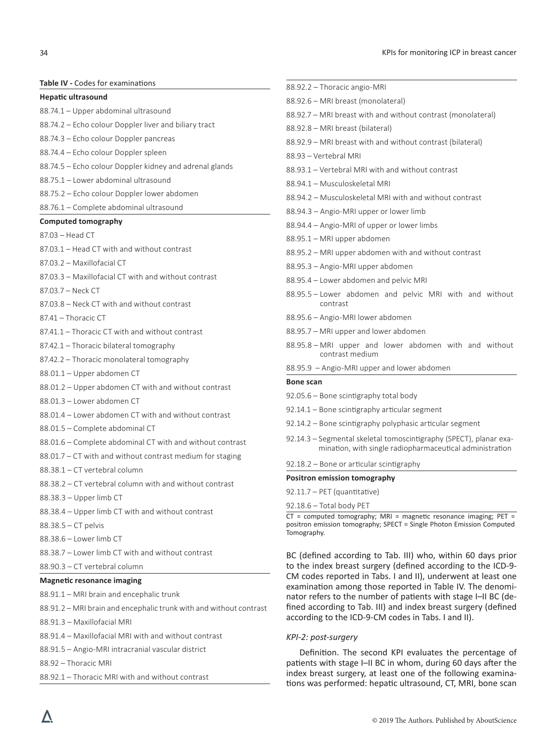**Table IV -** Codes for examinations

| |
|---|
| **Hepatic ultrasound** |
| 88.74.1 – Upper abdominal ultrasound |
| 88.74.2 – Echo colour Doppler liver and biliary tract |
| 88.74.3 – Echo colour Doppler pancreas |
| 88.74.4 – Echo colour Doppler spleen |
| 88.74.5 – Echo colour Doppler kidney and adrenal glands |
| 88.75.1 – Lower abdominal ultrasound |
| 88.75.2 – Echo colour Doppler lower abdomen |
| 88.76.1 – Complete abdominal ultrasound |
| **Computed tomography** |
| 87.03 – Head CT |
| 87.03.1 – Head CT with and without contrast |
| 87.03.2 – Maxillofacial CT |
| 87.03.3 – Maxillofacial CT with and without contrast |
| 87.03.7 – Neck CT |
| 87.03.8 – Neck CT with and without contrast |
| 87.41 – Thoracic CT |
| 87.41.1 – Thoracic CT with and without contrast |
| 87.42.1 – Thoracic bilateral tomography |
| 87.42.2 – Thoracic monolateral tomography |
| 88.01.1 – Upper abdomen CT |
| 88.01.2 – Upper abdomen CT with and without contrast |
| 88.01.3 – Lower abdomen CT |
| 88.01.4 – Lower abdomen CT with and without contrast |
| 88.01.5 – Complete abdominal CT |
| 88.01.6 – Complete abdominal CT with and without contrast |
| 88.01.7 – CT with and without contrast medium for staging |
| 88.38.1 – CT vertebral column |
| 88.38.2 – CT vertebral column with and without contrast |
| 88.38.3 – Upper limb CT |
| 88.38.4 – Upper limb CT with and without contrast |
| 88.38.5 – CT pelvis |
| 88.38.6 – Lower limb CT |
| 88.38.7 – Lower limb CT with and without contrast |
| 88.90.3 – CT vertebral column |
| **Magnetic resonance imaging** |
| 88.91.1 – MRI brain and encephalic trunk |
| 88.91.2 – MRI brain and encephalic trunk with and without contrast |
| 88.91.3 – Maxillofacial MRI |
| 88.91.4 – Maxillofacial MRI with and without contrast |
| 88.91.5 – Angio-MRI intracranial vascular district |
| 88.92 – Thoracic MRI |
| 88.92.1 – Thoracic MRI with and without contrast |
| 88.92.2 – Thoracic angio-MRI |
| 88.92.6 – MRI breast (monolateral) |
| 88.92.7 – MRI breast with and without contrast (monolateral) |
| 88.92.8 – MRI breast (bilateral) |
| 88.92.9 – MRI breast with and without contrast (bilateral) |
| 88.93 – Vertebral MRI |
| 88.93.1 – Vertebral MRI with and without contrast |
| 88.94.1 – Musculoskeletal MRI |
| 88.94.2 – Musculoskeletal MRI with and without contrast |
| 88.94.3 – Angio-MRI upper or lower limb |
| 88.94.4 – Angio-MRI of upper or lower limbs |
| 88.95.1 – MRI upper abdomen |
| 88.95.2 – MRI upper abdomen with and without contrast |
| 88.95.3 – Angio-MRI upper abdomen |
| 88.95.4 – Lower abdomen and pelvic MRI |
| 88.95.5 – Lower abdomen and pelvic MRI with and without contrast |
| 88.95.6 – Angio-MRI lower abdomen |
| 88.95.7 – MRI upper and lower abdomen |
| 88.95.8 – MRI upper and lower abdomen with and without contrast medium |
| 88.95.9 – Angio-MRI upper and lower abdomen |
| **Bone scan** |
| 92.05.6 – Bone scintigraphy total body |
| 92.14.1 – Bone scintigraphy articular segment |
| 92.14.2 – Bone scintigraphy polyphasic articular segment |
| 92.14.3 – Segmental skeletal tomoscintigraphy (SPECT), planar examination, with single radiopharmaceutical administration |
| 92.18.2 – Bone or articular scintigraphy |
| **Positron emission tomography** |
| 92.11.7 – PET (quantitative) |
| 92.18.6 – Total body PET |

CT = computed tomography; MRI = magnetic resonance imaging; PET = positron emission tomography; SPECT = Single Photon Emission Computed Tomography.

BC (defined according to Tab. III) who, within 60 days prior to the index breast surgery (defined according to the ICD-9-CM codes reported in Tabs. I and II), underwent at least one examination among those reported in Table IV. The denominator refers to the number of patients with stage I–II BC (defined according to Tab. III) and index breast surgery (defined according to the ICD-9-CM codes in Tabs. I and II).

### *KPI-2: post-surgery*

Definition. The second KPI evaluates the percentage of patients with stage I–II BC in whom, during 60 days after the index breast surgery, at least one of the following examinations was performed: hepatic ultrasound, CT, MRI, bone scan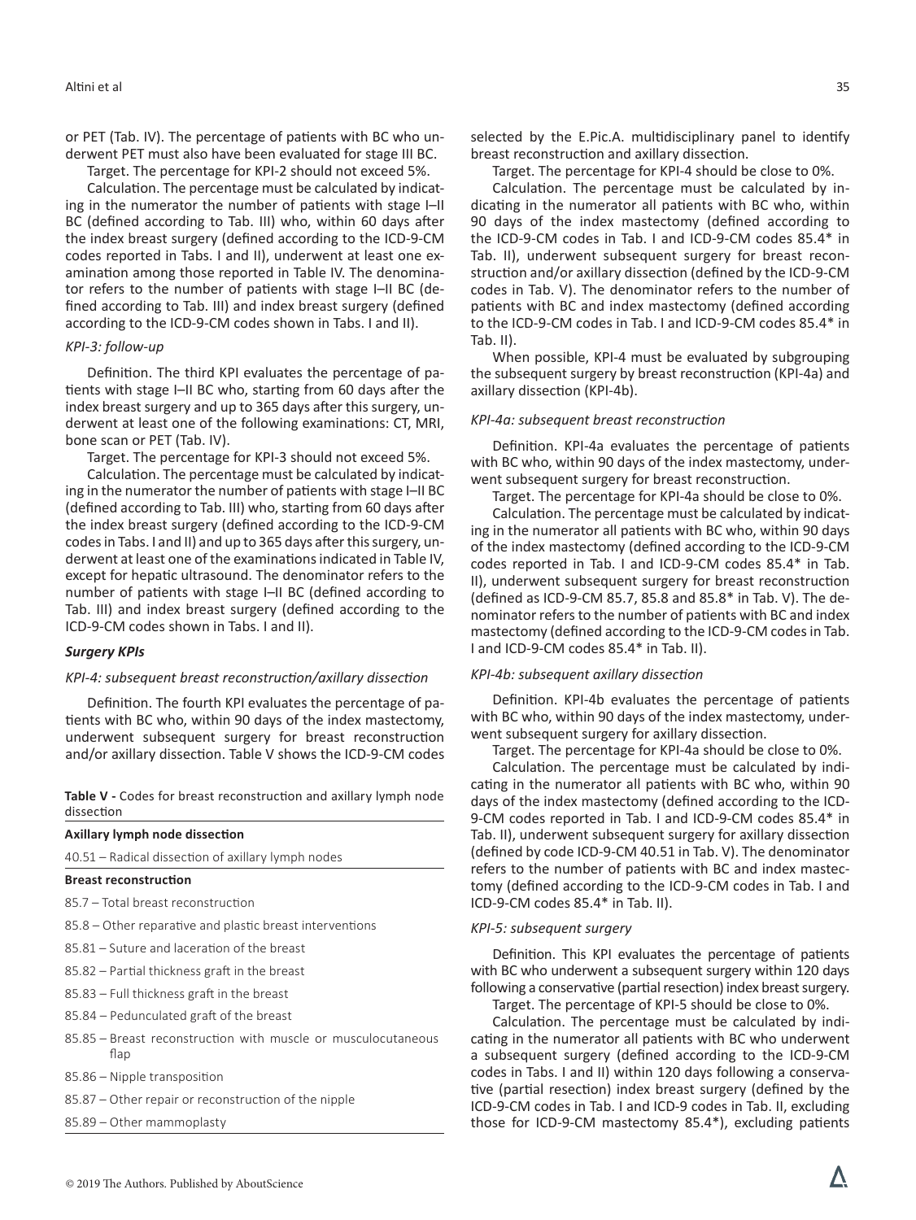or PET (Tab. IV). The percentage of patients with BC who underwent PET must also have been evaluated for stage III BC.

Target. The percentage for KPI-2 should not exceed 5%.

Calculation. The percentage must be calculated by indicating in the numerator the number of patients with stage I–II BC (defined according to Tab. III) who, within 60 days after the index breast surgery (defined according to the ICD-9-CM codes reported in Tabs. I and II), underwent at least one examination among those reported in Table IV. The denominator refers to the number of patients with stage I–II BC (defined according to Tab. III) and index breast surgery (defined according to the ICD-9-CM codes shown in Tabs. I and II).

*KPI-3: follow-up*

Definition. The third KPI evaluates the percentage of patients with stage I–II BC who, starting from 60 days after the index breast surgery and up to 365 days after this surgery, underwent at least one of the following examinations: CT, MRI, bone scan or PET (Tab. IV).

Target. The percentage for KPI-3 should not exceed 5%.

Calculation. The percentage must be calculated by indicating in the numerator the number of patients with stage I–II BC (defined according to Tab. III) who, starting from 60 days after the index breast surgery (defined according to the ICD-9-CM codes in Tabs. I and II) and up to 365 days after this surgery, underwent at least one of the examinations indicated in Table IV, except for hepatic ultrasound. The denominator refers to the number of patients with stage I–II BC (defined according to Tab. III) and index breast surgery (defined according to the ICD-9-CM codes shown in Tabs. I and II).

***Surgery KPIs***

*KPI-4: subsequent breast reconstruction/axillary dissection*

Definition. The fourth KPI evaluates the percentage of patients with BC who, within 90 days of the index mastectomy, underwent subsequent surgery for breast reconstruction and/or axillary dissection. Table V shows the ICD-9-CM codes selected by the E.Pic.A. multidisciplinary panel to identify breast reconstruction and axillary dissection.

**Table V -** Codes for breast reconstruction and axillary lymph node dissection

| |
|---|
| **Axillary lymph node dissection** |
| 40.51 – Radical dissection of axillary lymph nodes |
| **Breast reconstruction** |
| 85.7 – Total breast reconstruction |
| 85.8 – Other reparative and plastic breast interventions |
| 85.81 – Suture and laceration of the breast |
| 85.82 – Partial thickness graft in the breast |
| 85.83 – Full thickness graft in the breast |
| 85.84 – Pedunculated graft of the breast |
| 85.85 – Breast reconstruction with muscle or musculocutaneous flap |
| 85.86 – Nipple transposition |
| 85.87 – Other repair or reconstruction of the nipple |
| 85.89 – Other mammoplasty |

Target. The percentage for KPI-4 should be close to 0%.

Calculation. The percentage must be calculated by indicating in the numerator all patients with BC who, within 90 days of the index mastectomy (defined according to the ICD-9-CM codes in Tab. I and ICD-9-CM codes 85.4* in Tab. II), underwent subsequent surgery for breast reconstruction and/or axillary dissection (defined by the ICD-9-CM codes in Tab. V). The denominator refers to the number of patients with BC and index mastectomy (defined according to the ICD-9-CM codes in Tab. I and ICD-9-CM codes 85.4* in Tab. II).

When possible, KPI-4 must be evaluated by subgrouping the subsequent surgery by breast reconstruction (KPI-4a) and axillary dissection (KPI-4b).

*KPI-4a: subsequent breast reconstruction*

Definition. KPI-4a evaluates the percentage of patients with BC who, within 90 days of the index mastectomy, underwent subsequent surgery for breast reconstruction.

Target. The percentage for KPI-4a should be close to 0%.

Calculation. The percentage must be calculated by indicating in the numerator all patients with BC who, within 90 days of the index mastectomy (defined according to the ICD-9-CM codes reported in Tab. I and ICD-9-CM codes 85.4* in Tab. II), underwent subsequent surgery for breast reconstruction (defined as ICD-9-CM 85.7, 85.8 and 85.8* in Tab. V). The denominator refers to the number of patients with BC and index mastectomy (defined according to the ICD-9-CM codes in Tab. I and ICD-9-CM codes 85.4* in Tab. II).

*KPI-4b: subsequent axillary dissection*

Definition. KPI-4b evaluates the percentage of patients with BC who, within 90 days of the index mastectomy, underwent subsequent surgery for axillary dissection.

Target. The percentage for KPI-4a should be close to 0%.

Calculation. The percentage must be calculated by indicating in the numerator all patients with BC who, within 90 days of the index mastectomy (defined according to the ICD-9-CM codes reported in Tab. I and ICD-9-CM codes 85.4* in Tab. II), underwent subsequent surgery for axillary dissection (defined by code ICD-9-CM 40.51 in Tab. V). The denominator refers to the number of patients with BC and index mastectomy (defined according to the ICD-9-CM codes in Tab. I and ICD-9-CM codes 85.4* in Tab. II).

*KPI-5: subsequent surgery*

Definition. This KPI evaluates the percentage of patients with BC who underwent a subsequent surgery within 120 days following a conservative (partial resection) index breast surgery.

Target. The percentage of KPI-5 should be close to 0%.

Calculation. The percentage must be calculated by indicating in the numerator all patients with BC who underwent a subsequent surgery (defined according to the ICD-9-CM codes in Tabs. I and II) within 120 days following a conservative (partial resection) index breast surgery (defined by the ICD-9-CM codes in Tab. I and ICD-9 codes in Tab. II, excluding those for ICD-9-CM mastectomy 85.4*), excluding patients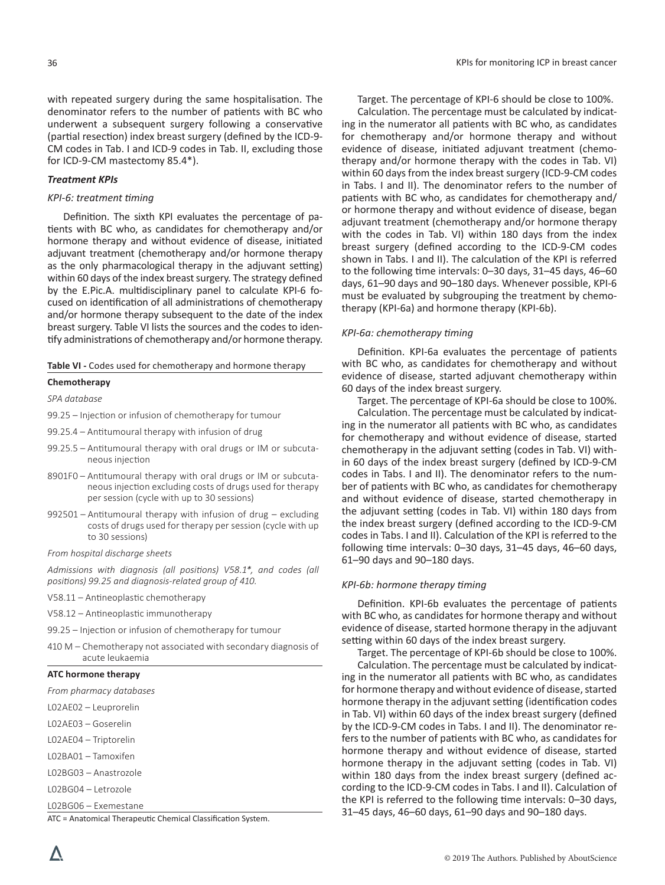with repeated surgery during the same hospitalisation. The denominator refers to the number of patients with BC who underwent a subsequent surgery following a conservative (partial resection) index breast surgery (defined by the ICD-9-CM codes in Tab. I and ICD-9 codes in Tab. II, excluding those for ICD-9-CM mastectomy 85.4*).

### *Treatment KPIs*

#### *KPI-6: treatment timing*

Definition. The sixth KPI evaluates the percentage of patients with BC who, as candidates for chemotherapy and/or hormone therapy and without evidence of disease, initiated adjuvant treatment (chemotherapy and/or hormone therapy as the only pharmacological therapy in the adjuvant setting) within 60 days of the index breast surgery. The strategy defined by the E.Pic.A. multidisciplinary panel to calculate KPI-6 focused on identification of all administrations of chemotherapy and/or hormone therapy subsequent to the date of the index breast surgery. Table VI lists the sources and the codes to identify administrations of chemotherapy and/or hormone therapy.

**Table VI -** Codes used for chemotherapy and hormone therapy

**Chemotherapy**

*SPA database*

99.25 – Injection or infusion of chemotherapy for tumour

99.25.4 – Antitumoural therapy with infusion of drug

99.25.5 – Antitumoural therapy with oral drugs or IM or subcutaneous injection

8901F0 – Antitumoural therapy with oral drugs or IM or subcutaneous injection excluding costs of drugs used for therapy per session (cycle with up to 30 sessions)

992501 – Antitumoural therapy with infusion of drug – excluding costs of drugs used for therapy per session (cycle with up to 30 sessions)

*From hospital discharge sheets*

*Admissions with diagnosis (all positions) V58.1*, and codes (all positions) 99.25 and diagnosis-related group of 410.*

V58.11 – Antineoplastic chemotherapy

V58.12 – Antineoplastic immunotherapy

99.25 – Injection or infusion of chemotherapy for tumour

410 M – Chemotherapy not associated with secondary diagnosis of acute leukaemia

**ATC hormone therapy**

*From pharmacy databases*

L02AE02 – Leuprorelin

L02AE03 – Goserelin

L02AE04 – Triptorelin

L02BA01 – Tamoxifen

L02BG03 – Anastrozole

L02BG04 – Letrozole

L02BG06 – Exemestane

ATC = Anatomical Therapeutic Chemical Classification System.

Target. The percentage of KPI-6 should be close to 100%.

Calculation. The percentage must be calculated by indicating in the numerator all patients with BC who, as candidates for chemotherapy and/or hormone therapy and without evidence of disease, initiated adjuvant treatment (chemotherapy and/or hormone therapy with the codes in Tab. VI) within 60 days from the index breast surgery (ICD-9-CM codes in Tabs. I and II). The denominator refers to the number of patients with BC who, as candidates for chemotherapy and/or hormone therapy and without evidence of disease, began adjuvant treatment (chemotherapy and/or hormone therapy with the codes in Tab. VI) within 180 days from the index breast surgery (defined according to the ICD-9-CM codes shown in Tabs. I and II). The calculation of the KPI is referred to the following time intervals: 0–30 days, 31–45 days, 46–60 days, 61–90 days and 90–180 days. Whenever possible, KPI-6 must be evaluated by subgrouping the treatment by chemotherapy (KPI-6a) and hormone therapy (KPI-6b).

#### *KPI-6a: chemotherapy timing*

Definition. KPI-6a evaluates the percentage of patients with BC who, as candidates for chemotherapy and without evidence of disease, started adjuvant chemotherapy within 60 days of the index breast surgery.

Target. The percentage of KPI-6a should be close to 100%.

Calculation. The percentage must be calculated by indicating in the numerator all patients with BC who, as candidates for chemotherapy and without evidence of disease, started chemotherapy in the adjuvant setting (codes in Tab. VI) within 60 days of the index breast surgery (defined by ICD-9-CM codes in Tabs. I and II). The denominator refers to the number of patients with BC who, as candidates for chemotherapy and without evidence of disease, started chemotherapy in the adjuvant setting (codes in Tab. VI) within 180 days from the index breast surgery (defined according to the ICD-9-CM codes in Tabs. I and II). Calculation of the KPI is referred to the following time intervals: 0–30 days, 31–45 days, 46–60 days, 61–90 days and 90–180 days.

#### *KPI-6b: hormone therapy timing*

Definition. KPI-6b evaluates the percentage of patients with BC who, as candidates for hormone therapy and without evidence of disease, started hormone therapy in the adjuvant setting within 60 days of the index breast surgery.

Target. The percentage of KPI-6b should be close to 100%.

Calculation. The percentage must be calculated by indicating in the numerator all patients with BC who, as candidates for hormone therapy and without evidence of disease, started hormone therapy in the adjuvant setting (identification codes in Tab. VI) within 60 days of the index breast surgery (defined by the ICD-9-CM codes in Tabs. I and II). The denominator refers to the number of patients with BC who, as candidates for hormone therapy and without evidence of disease, started hormone therapy in the adjuvant setting (codes in Tab. VI) within 180 days from the index breast surgery (defined according to the ICD-9-CM codes in Tabs. I and II). Calculation of the KPI is referred to the following time intervals: 0–30 days, 31–45 days, 46–60 days, 61–90 days and 90–180 days.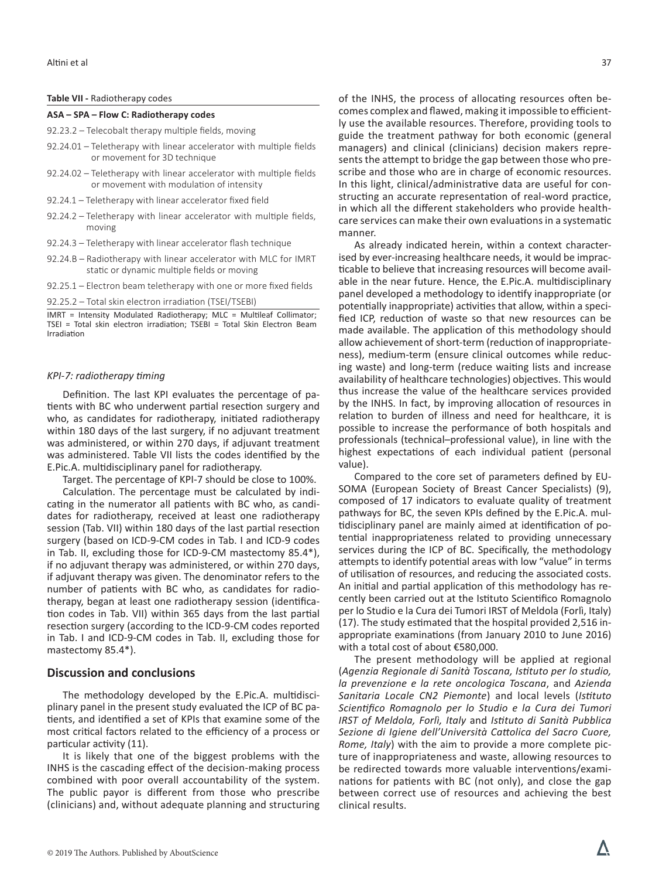**Table VII -** Radiotherapy codes

| ASA – SPA – Flow C: Radiotherapy codes |
|---|
| 92.23.2 – Telecobalt therapy multiple fields, moving |
| 92.24.01 – Teletherapy with linear accelerator with multiple fields or movement for 3D technique |
| 92.24.02 – Teletherapy with linear accelerator with multiple fields or movement with modulation of intensity |
| 92.24.1 – Teletherapy with linear accelerator fixed field |
| 92.24.2 – Teletherapy with linear accelerator with multiple fields, moving |
| 92.24.3 – Teletherapy with linear accelerator flash technique |
| 92.24.B – Radiotherapy with linear accelerator with MLC for IMRT static or dynamic multiple fields or moving |
| 92.25.1 – Electron beam teletherapy with one or more fixed fields |
| 92.25.2 – Total skin electron irradiation (TSEI/TSEBI) |

IMRT = Intensity Modulated Radiotherapy; MLC = Multileaf Collimator; TSEI = Total skin electron irradiation; TSEBI = Total Skin Electron Beam Irradiation

### *KPI-7: radiotherapy timing*

Definition. The last KPI evaluates the percentage of patients with BC who underwent partial resection surgery and who, as candidates for radiotherapy, initiated radiotherapy within 180 days of the last surgery, if no adjuvant treatment was administered, or within 270 days, if adjuvant treatment was administered. Table VII lists the codes identified by the E.Pic.A. multidisciplinary panel for radiotherapy.

Target. The percentage of KPI-7 should be close to 100%.

Calculation. The percentage must be calculated by indicating in the numerator all patients with BC who, as candidates for radiotherapy, received at least one radiotherapy session (Tab. VII) within 180 days of the last partial resection surgery (based on ICD-9-CM codes in Tab. I and ICD-9 codes in Tab. II, excluding those for ICD-9-CM mastectomy 85.4*), if no adjuvant therapy was administered, or within 270 days, if adjuvant therapy was given. The denominator refers to the number of patients with BC who, as candidates for radiotherapy, began at least one radiotherapy session (identification codes in Tab. VII) within 365 days from the last partial resection surgery (according to the ICD-9-CM codes reported in Tab. I and ICD-9-CM codes in Tab. II, excluding those for mastectomy 85.4*).

## Discussion and conclusions

The methodology developed by the E.Pic.A. multidisciplinary panel in the present study evaluated the ICP of BC patients, and identified a set of KPIs that examine some of the most critical factors related to the efficiency of a process or particular activity (11).

It is likely that one of the biggest problems with the INHS is the cascading effect of the decision-making process combined with poor overall accountability of the system. The public payor is different from those who prescribe (clinicians) and, without adequate planning and structuring of the INHS, the process of allocating resources often becomes complex and flawed, making it impossible to efficiently use the available resources. Therefore, providing tools to guide the treatment pathway for both economic (general managers) and clinical (clinicians) decision makers represents the attempt to bridge the gap between those who prescribe and those who are in charge of economic resources. In this light, clinical/administrative data are useful for constructing an accurate representation of real-word practice, in which all the different stakeholders who provide healthcare services can make their own evaluations in a systematic manner.

As already indicated herein, within a context characterised by ever-increasing healthcare needs, it would be impracticable to believe that increasing resources will become available in the near future. Hence, the E.Pic.A. multidisciplinary panel developed a methodology to identify inappropriate (or potentially inappropriate) activities that allow, within a specified ICP, reduction of waste so that new resources can be made available. The application of this methodology should allow achievement of short-term (reduction of inappropriateness), medium-term (ensure clinical outcomes while reducing waste) and long-term (reduce waiting lists and increase availability of healthcare technologies) objectives. This would thus increase the value of the healthcare services provided by the INHS. In fact, by improving allocation of resources in relation to burden of illness and need for healthcare, it is possible to increase the performance of both hospitals and professionals (technical–professional value), in line with the highest expectations of each individual patient (personal value).

Compared to the core set of parameters defined by EUSOMA (European Society of Breast Cancer Specialists) (9), composed of 17 indicators to evaluate quality of treatment pathways for BC, the seven KPIs defined by the E.Pic.A. multidisciplinary panel are mainly aimed at identification of potential inappropriateness related to providing unnecessary services during the ICP of BC. Specifically, the methodology attempts to identify potential areas with low "value" in terms of utilisation of resources, and reducing the associated costs. An initial and partial application of this methodology has recently been carried out at the Istituto Scientifico Romagnolo per lo Studio e la Cura dei Tumori IRST of Meldola (Forlì, Italy) (17). The study estimated that the hospital provided 2,516 inappropriate examinations (from January 2010 to June 2016) with a total cost of about €580,000.

The present methodology will be applied at regional (*Agenzia Regionale di Sanità Toscana, Istituto per lo studio, la prevenzione e la rete oncologica Toscana*, and *Azienda Sanitaria Locale CN2 Piemonte*) and local levels (*Istituto Scientifico Romagnolo per lo Studio e la Cura dei Tumori IRST of Meldola, Forlì, Italy* and *Istituto di Sanità Pubblica Sezione di Igiene dell'Università Cattolica del Sacro Cuore, Rome, Italy*) with the aim to provide a more complete picture of inappropriateness and waste, allowing resources to be redirected towards more valuable interventions/examinations for patients with BC (not only), and close the gap between correct use of resources and achieving the best clinical results.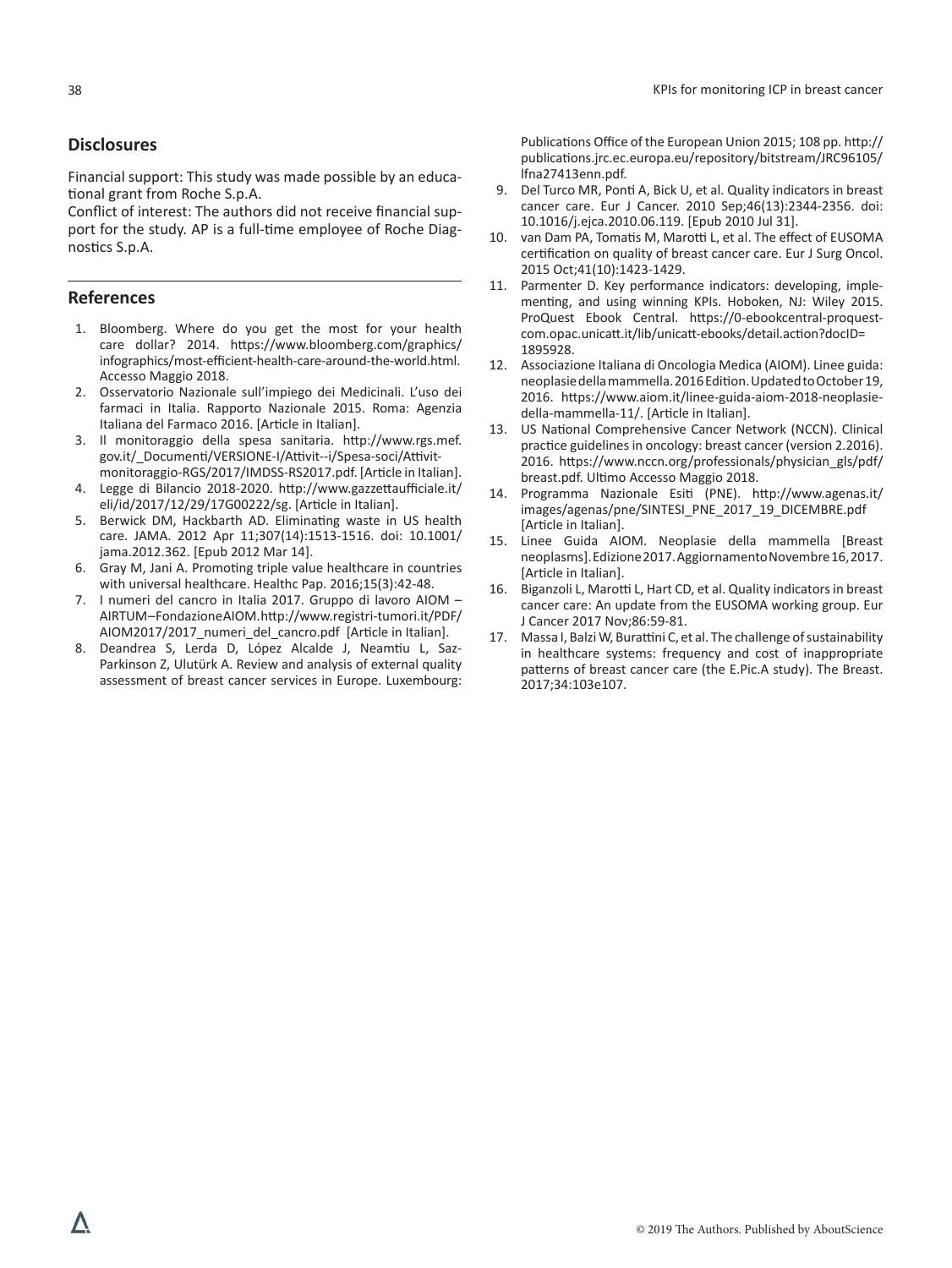## Disclosures

Financial support: This study was made possible by an educational grant from Roche S.p.A.

Conflict of interest: The authors did not receive financial support for the study. AP is a full-time employee of Roche Diagnostics S.p.A.

## References

1. Bloomberg. Where do you get the most for your health care dollar? 2014. https://www.bloomberg.com/graphics/infographics/most-efficient-health-care-around-the-world.html. Accesso Maggio 2018.
2. Osservatorio Nazionale sull'impiego dei Medicinali. L'uso dei farmaci in Italia. Rapporto Nazionale 2015. Roma: Agenzia Italiana del Farmaco 2016. [Article in Italian].
3. Il monitoraggio della spesa sanitaria. http://www.rgs.mef.gov.it/_Documenti/VERSIONE-I/Attivit--i/Spesa-soci/Attivit-monitoraggio-RGS/2017/IMDSS-RS2017.pdf. [Article in Italian].
4. Legge di Bilancio 2018-2020. http://www.gazzettaufficiale.it/eli/id/2017/12/29/17G00222/sg. [Article in Italian].
5. Berwick DM, Hackbarth AD. Eliminating waste in US health care. JAMA. 2012 Apr 11;307(14):1513-1516. doi: 10.1001/jama.2012.362. [Epub 2012 Mar 14].
6. Gray M, Jani A. Promoting triple value healthcare in countries with universal healthcare. Healthc Pap. 2016;15(3):42-48.
7. I numeri del cancro in Italia 2017. Gruppo di lavoro AIOM – AIRTUM–Fondazione AIOM. http://www.registri-tumori.it/PDF/AIOM2017/2017_numeri_del_cancro.pdf [Article in Italian].
8. Deandrea S, Lerda D, López Alcalde J, Neamtiu L, Saz-Parkinson Z, Ulutürk A. Review and analysis of external quality assessment of breast cancer services in Europe. Luxembourg: Publications Office of the European Union 2015; 108 pp. http://publications.jrc.ec.europa.eu/repository/bitstream/JRC96105/lfna27413enn.pdf.
9. Del Turco MR, Ponti A, Bick U, et al. Quality indicators in breast cancer care. Eur J Cancer. 2010 Sep;46(13):2344-2356. doi: 10.1016/j.ejca.2010.06.119. [Epub 2010 Jul 31].
10. van Dam PA, Tomatis M, Marotti L, et al. The effect of EUSOMA certification on quality of breast cancer care. Eur J Surg Oncol. 2015 Oct;41(10):1423-1429.
11. Parmenter D. Key performance indicators: developing, implementing, and using winning KPIs. Hoboken, NJ: Wiley 2015. ProQuest Ebook Central. https://0-ebookcentral-proquest-com.opac.unicatt.it/lib/unicatt-ebooks/detail.action?docID=1895928.
12. Associazione Italiana di Oncologia Medica (AIOM). Linee guida: neoplasie della mammella. 2016 Edition. Updated to October 19, 2016. https://www.aiom.it/linee-guida-aiom-2018-neoplasie-della-mammella-11/. [Article in Italian].
13. US National Comprehensive Cancer Network (NCCN). Clinical practice guidelines in oncology: breast cancer (version 2.2016). 2016. https://www.nccn.org/professionals/physician_gls/pdf/breast.pdf. Ultimo Accesso Maggio 2018.
14. Programma Nazionale Esiti (PNE). http://www.agenas.it/images/agenas/pne/SINTESI_PNE_2017_19_DICEMBRE.pdf [Article in Italian].
15. Linee Guida AIOM. Neoplasie della mammella [Breast neoplasms]. Edizione 2017. Aggiornamento Novembre 16, 2017. [Article in Italian].
16. Biganzoli L, Marotti L, Hart CD, et al. Quality indicators in breast cancer care: An update from the EUSOMA working group. Eur J Cancer 2017 Nov;86:59-81.
17. Massa I, Balzi W, Burattini C, et al. The challenge of sustainability in healthcare systems: frequency and cost of inappropriate patterns of breast cancer care (the E.Pic.A study). The Breast. 2017;34:103e107.